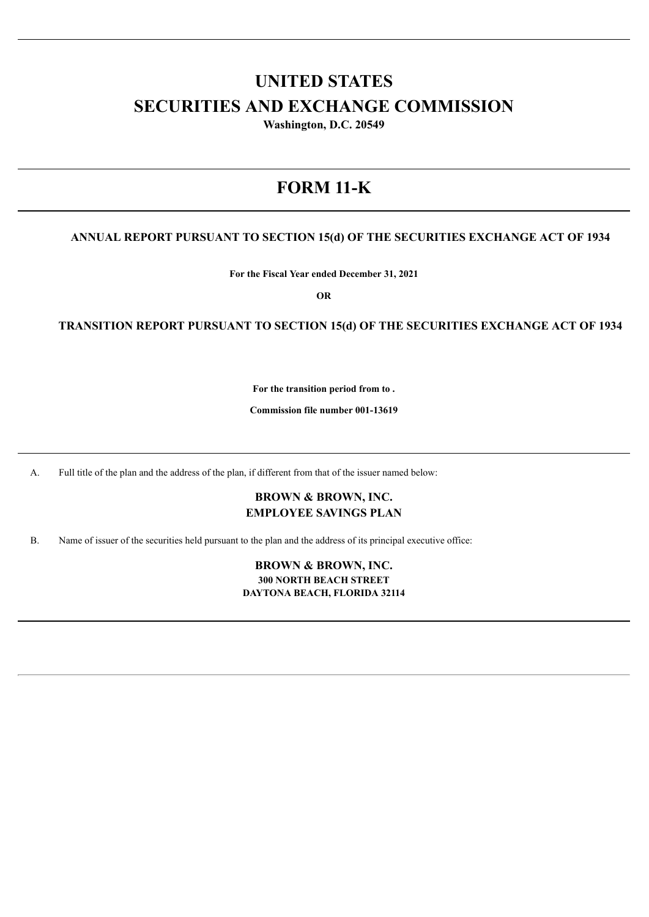# UNITED STATES
# SECURITIES AND EXCHANGE COMMISSION

**Washington, D.C. 20549**

# FORM 11-K

**ANNUAL REPORT PURSUANT TO SECTION 15(d) OF THE SECURITIES EXCHANGE ACT OF 1934**

**For the Fiscal Year ended December 31, 2021**

**OR**

**TRANSITION REPORT PURSUANT TO SECTION 15(d) OF THE SECURITIES EXCHANGE ACT OF 1934**

**For the transition period from to .**

**Commission file number 001-13619**

A. Full title of the plan and the address of the plan, if different from that of the issuer named below:

**BROWN & BROWN, INC.**
**EMPLOYEE SAVINGS PLAN**

B. Name of issuer of the securities held pursuant to the plan and the address of its principal executive office:

**BROWN & BROWN, INC.**
**300 NORTH BEACH STREET**
**DAYTONA BEACH, FLORIDA 32114**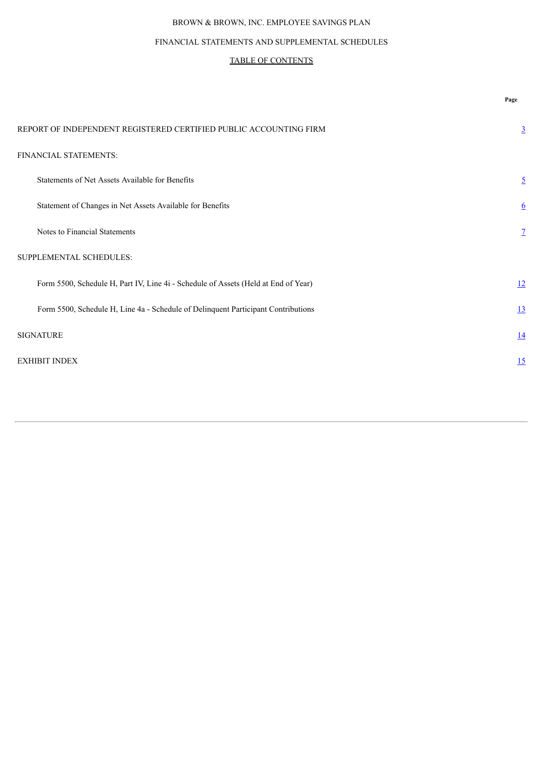# BROWN & BROWN, INC. EMPLOYEE SAVINGS PLAN

## FINANCIAL STATEMENTS AND SUPPLEMENTAL SCHEDULES

### TABLE OF CONTENTS

| | **Page** |
|---|---|
| REPORT OF INDEPENDENT REGISTERED CERTIFIED PUBLIC ACCOUNTING FIRM | 3 |
| FINANCIAL STATEMENTS: | |
| Statements of Net Assets Available for Benefits | 5 |
| Statement of Changes in Net Assets Available for Benefits | 6 |
| Notes to Financial Statements | 7 |
| SUPPLEMENTAL SCHEDULES: | |
| Form 5500, Schedule H, Part IV, Line 4i - Schedule of Assets (Held at End of Year) | 12 |
| Form 5500, Schedule H, Line 4a - Schedule of Delinquent Participant Contributions | 13 |
| SIGNATURE | 14 |
| EXHIBIT INDEX | 15 |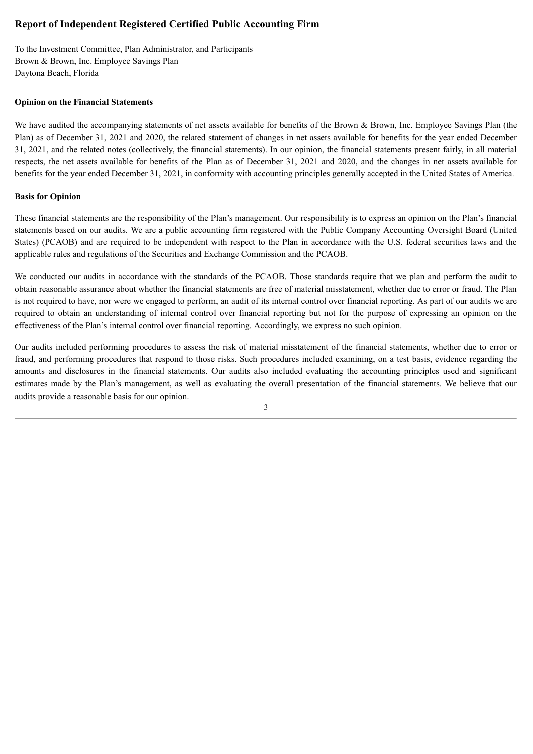## Report of Independent Registered Certified Public Accounting Firm

To the Investment Committee, Plan Administrator, and Participants
Brown & Brown, Inc. Employee Savings Plan
Daytona Beach, Florida

**Opinion on the Financial Statements**

We have audited the accompanying statements of net assets available for benefits of the Brown & Brown, Inc. Employee Savings Plan (the Plan) as of December 31, 2021 and 2020, the related statement of changes in net assets available for benefits for the year ended December 31, 2021, and the related notes (collectively, the financial statements). In our opinion, the financial statements present fairly, in all material respects, the net assets available for benefits of the Plan as of December 31, 2021 and 2020, and the changes in net assets available for benefits for the year ended December 31, 2021, in conformity with accounting principles generally accepted in the United States of America.

**Basis for Opinion**

These financial statements are the responsibility of the Plan's management. Our responsibility is to express an opinion on the Plan's financial statements based on our audits. We are a public accounting firm registered with the Public Company Accounting Oversight Board (United States) (PCAOB) and are required to be independent with respect to the Plan in accordance with the U.S. federal securities laws and the applicable rules and regulations of the Securities and Exchange Commission and the PCAOB.

We conducted our audits in accordance with the standards of the PCAOB. Those standards require that we plan and perform the audit to obtain reasonable assurance about whether the financial statements are free of material misstatement, whether due to error or fraud. The Plan is not required to have, nor were we engaged to perform, an audit of its internal control over financial reporting. As part of our audits we are required to obtain an understanding of internal control over financial reporting but not for the purpose of expressing an opinion on the effectiveness of the Plan's internal control over financial reporting. Accordingly, we express no such opinion.

Our audits included performing procedures to assess the risk of material misstatement of the financial statements, whether due to error or fraud, and performing procedures that respond to those risks. Such procedures included examining, on a test basis, evidence regarding the amounts and disclosures in the financial statements. Our audits also included evaluating the accounting principles used and significant estimates made by the Plan's management, as well as evaluating the overall presentation of the financial statements. We believe that our audits provide a reasonable basis for our opinion.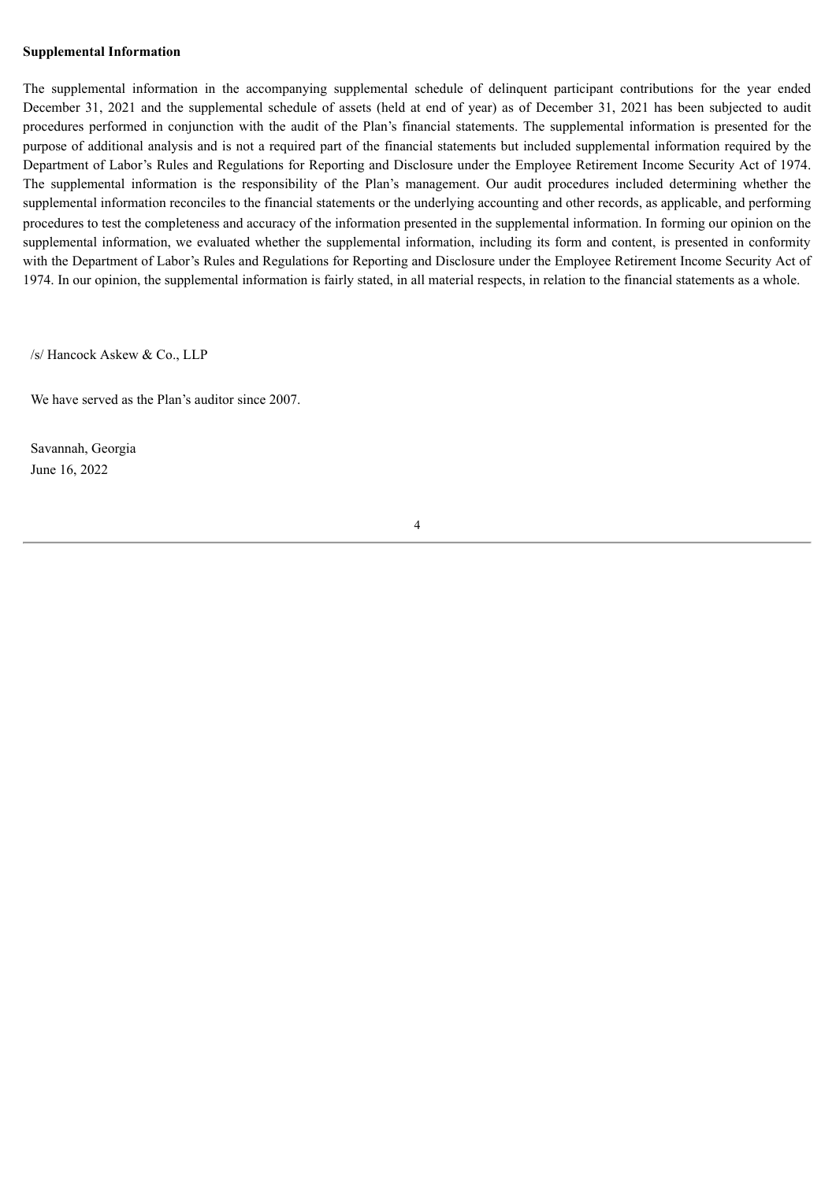**Supplemental Information**

The supplemental information in the accompanying supplemental schedule of delinquent participant contributions for the year ended December 31, 2021 and the supplemental schedule of assets (held at end of year) as of December 31, 2021 has been subjected to audit procedures performed in conjunction with the audit of the Plan's financial statements. The supplemental information is presented for the purpose of additional analysis and is not a required part of the financial statements but included supplemental information required by the Department of Labor's Rules and Regulations for Reporting and Disclosure under the Employee Retirement Income Security Act of 1974. The supplemental information is the responsibility of the Plan's management. Our audit procedures included determining whether the supplemental information reconciles to the financial statements or the underlying accounting and other records, as applicable, and performing procedures to test the completeness and accuracy of the information presented in the supplemental information. In forming our opinion on the supplemental information, we evaluated whether the supplemental information, including its form and content, is presented in conformity with the Department of Labor's Rules and Regulations for Reporting and Disclosure under the Employee Retirement Income Security Act of 1974. In our opinion, the supplemental information is fairly stated, in all material respects, in relation to the financial statements as a whole.

/s/ Hancock Askew & Co., LLP

We have served as the Plan's auditor since 2007.

Savannah, Georgia
June 16, 2022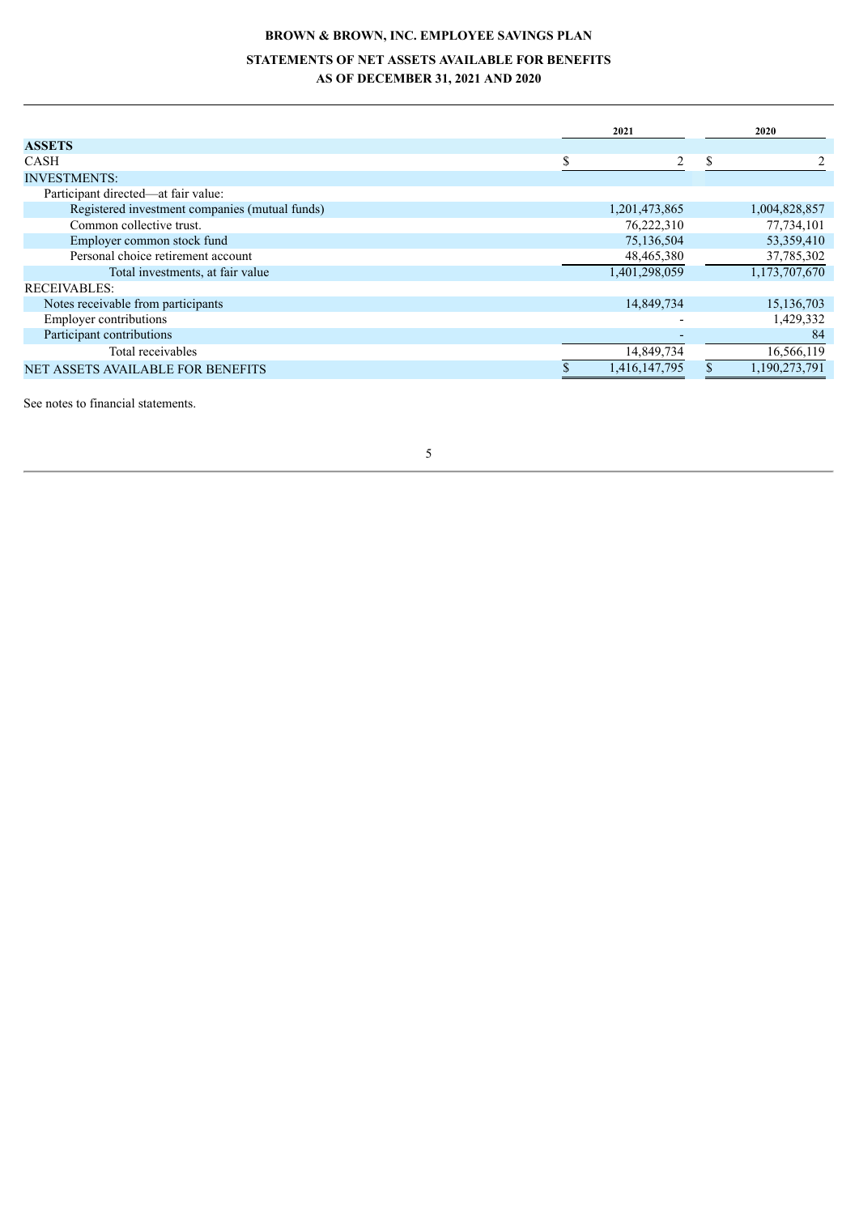# BROWN & BROWN, INC. EMPLOYEE SAVINGS PLAN

## STATEMENTS OF NET ASSETS AVAILABLE FOR BENEFITS
## AS OF DECEMBER 31, 2021 AND 2020

| | 2021 | 2020 |
|---|---|---|
| **ASSETS** | | |
| CASH | $ 2 | $ 2 |
| INVESTMENTS: | | |
| Participant directed—at fair value: | | |
| Registered investment companies (mutual funds) | 1,201,473,865 | 1,004,828,857 |
| Common collective trust. | 76,222,310 | 77,734,101 |
| Employer common stock fund | 75,136,504 | 53,359,410 |
| Personal choice retirement account | 48,465,380 | 37,785,302 |
| Total investments, at fair value | 1,401,298,059 | 1,173,707,670 |
| RECEIVABLES: | | |
| Notes receivable from participants | 14,849,734 | 15,136,703 |
| Employer contributions | - | 1,429,332 |
| Participant contributions | - | 84 |
| Total receivables | 14,849,734 | 16,566,119 |
| NET ASSETS AVAILABLE FOR BENEFITS | $ 1,416,147,795 | $ 1,190,273,791 |

See notes to financial statements.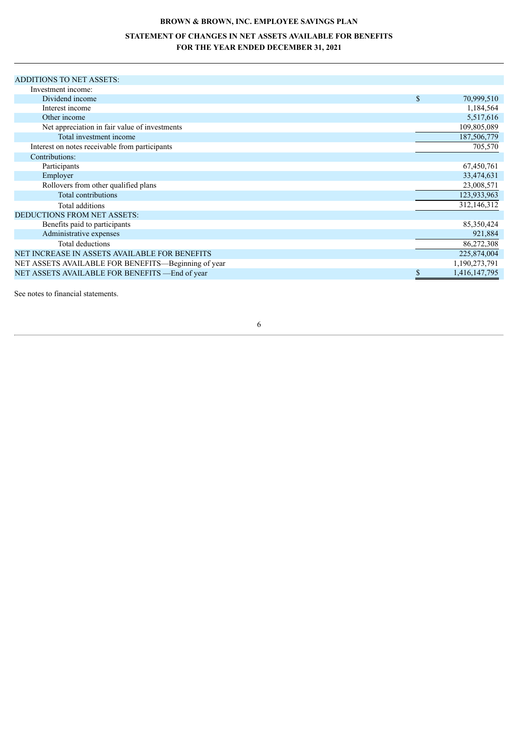**BROWN & BROWN, INC. EMPLOYEE SAVINGS PLAN**

**STATEMENT OF CHANGES IN NET ASSETS AVAILABLE FOR BENEFITS**
**FOR THE YEAR ENDED DECEMBER 31, 2021**

| | |
|---|---|
| ADDITIONS TO NET ASSETS: | |
| Investment income: | |
| Dividend income | $ 70,999,510 |
| Interest income | 1,184,564 |
| Other income | 5,517,616 |
| Net appreciation in fair value of investments | 109,805,089 |
| Total investment income | 187,506,779 |
| Interest on notes receivable from participants | 705,570 |
| Contributions: | |
| Participants | 67,450,761 |
| Employer | 33,474,631 |
| Rollovers from other qualified plans | 23,008,571 |
| Total contributions | 123,933,963 |
| Total additions | 312,146,312 |
| DEDUCTIONS FROM NET ASSETS: | |
| Benefits paid to participants | 85,350,424 |
| Administrative expenses | 921,884 |
| Total deductions | 86,272,308 |
| NET INCREASE IN ASSETS AVAILABLE FOR BENEFITS | 225,874,004 |
| NET ASSETS AVAILABLE FOR BENEFITS—Beginning of year | 1,190,273,791 |
| NET ASSETS AVAILABLE FOR BENEFITS —End of year | $ 1,416,147,795 |

See notes to financial statements.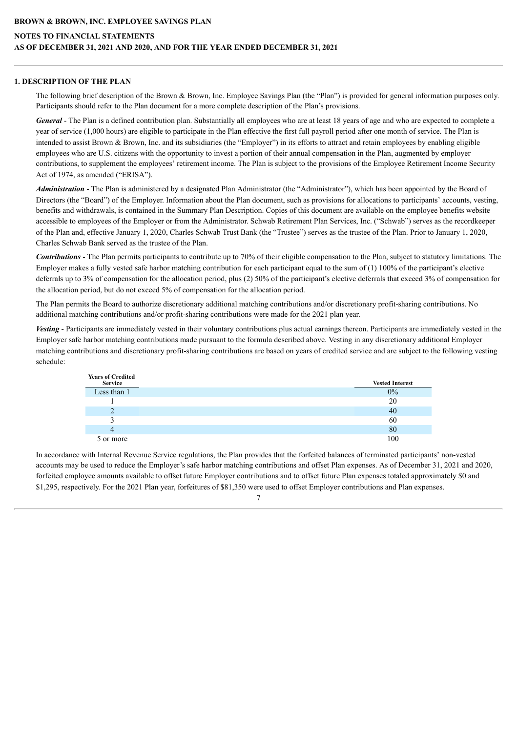**BROWN & BROWN, INC. EMPLOYEE SAVINGS PLAN**

**NOTES TO FINANCIAL STATEMENTS**
**AS OF DECEMBER 31, 2021 AND 2020, AND FOR THE YEAR ENDED DECEMBER 31, 2021**

## 1. DESCRIPTION OF THE PLAN

The following brief description of the Brown & Brown, Inc. Employee Savings Plan (the "Plan") is provided for general information purposes only. Participants should refer to the Plan document for a more complete description of the Plan's provisions.

***General*** - The Plan is a defined contribution plan. Substantially all employees who are at least 18 years of age and who are expected to complete a year of service (1,000 hours) are eligible to participate in the Plan effective the first full payroll period after one month of service. The Plan is intended to assist Brown & Brown, Inc. and its subsidiaries (the "Employer") in its efforts to attract and retain employees by enabling eligible employees who are U.S. citizens with the opportunity to invest a portion of their annual compensation in the Plan, augmented by employer contributions, to supplement the employees' retirement income. The Plan is subject to the provisions of the Employee Retirement Income Security Act of 1974, as amended ("ERISA").

***Administration*** - The Plan is administered by a designated Plan Administrator (the "Administrator"), which has been appointed by the Board of Directors (the "Board") of the Employer. Information about the Plan document, such as provisions for allocations to participants' accounts, vesting, benefits and withdrawals, is contained in the Summary Plan Description. Copies of this document are available on the employee benefits website accessible to employees of the Employer or from the Administrator. Schwab Retirement Plan Services, Inc. ("Schwab") serves as the recordkeeper of the Plan and, effective January 1, 2020, Charles Schwab Trust Bank (the "Trustee") serves as the trustee of the Plan. Prior to January 1, 2020, Charles Schwab Bank served as the trustee of the Plan.

***Contributions*** - The Plan permits participants to contribute up to 70% of their eligible compensation to the Plan, subject to statutory limitations. The Employer makes a fully vested safe harbor matching contribution for each participant equal to the sum of (1) 100% of the participant's elective deferrals up to 3% of compensation for the allocation period, plus (2) 50% of the participant's elective deferrals that exceed 3% of compensation for the allocation period, but do not exceed 5% of compensation for the allocation period.

The Plan permits the Board to authorize discretionary additional matching contributions and/or discretionary profit-sharing contributions. No additional matching contributions and/or profit-sharing contributions were made for the 2021 plan year.

***Vesting*** - Participants are immediately vested in their voluntary contributions plus actual earnings thereon. Participants are immediately vested in the Employer safe harbor matching contributions made pursuant to the formula described above. Vesting in any discretionary additional Employer matching contributions and discretionary profit-sharing contributions are based on years of credited service and are subject to the following vesting schedule:

| Years of Credited Service | Vested Interest |
|---|---|
| Less than 1 | 0% |
| 1 | 20 |
| 2 | 40 |
| 3 | 60 |
| 4 | 80 |
| 5 or more | 100 |

In accordance with Internal Revenue Service regulations, the Plan provides that the forfeited balances of terminated participants' non-vested accounts may be used to reduce the Employer's safe harbor matching contributions and offset Plan expenses. As of December 31, 2021 and 2020, forfeited employee amounts available to offset future Employer contributions and to offset future Plan expenses totaled approximately $0 and $1,295, respectively. For the 2021 Plan year, forfeitures of $81,350 were used to offset Employer contributions and Plan expenses.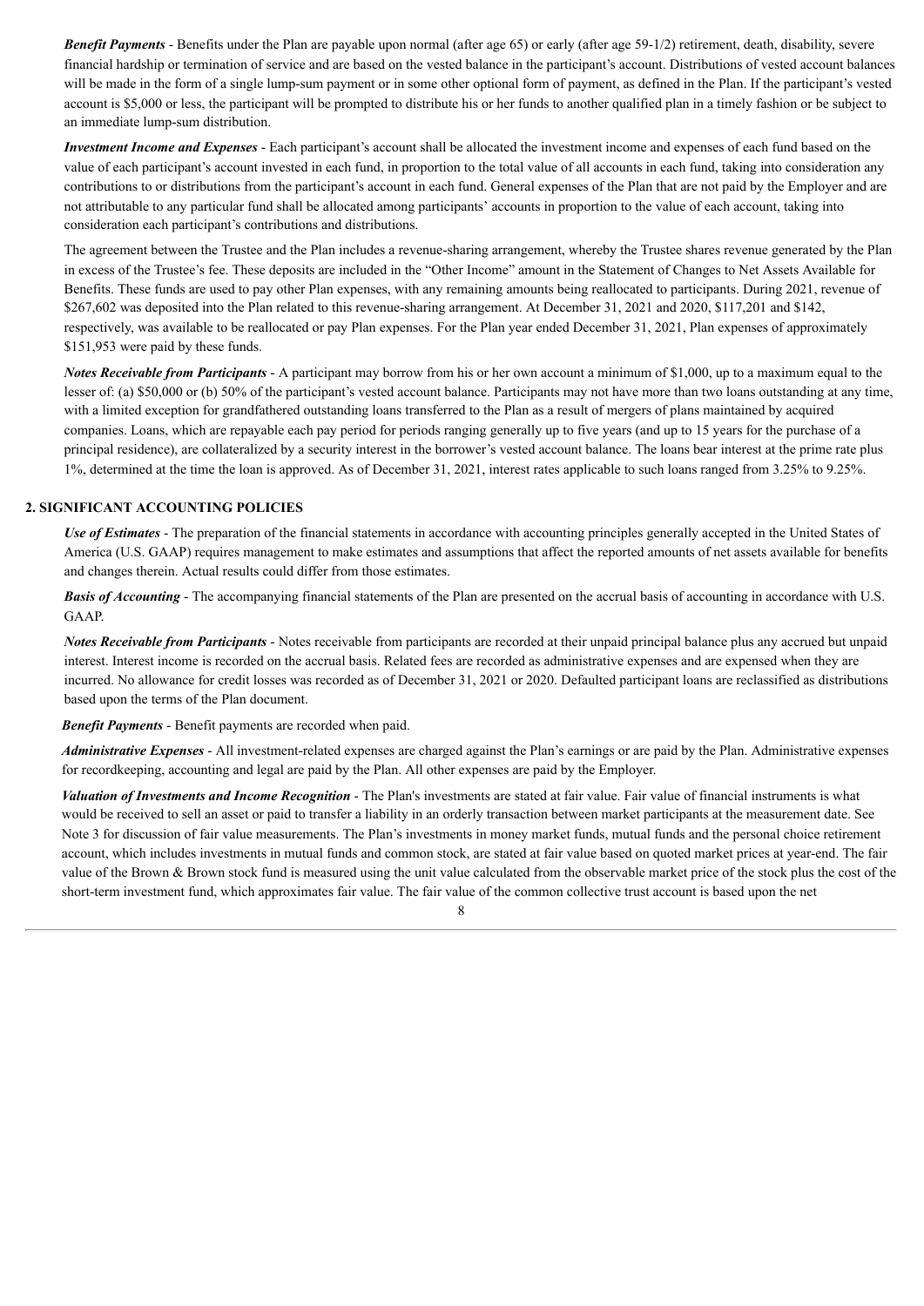***Benefit Payments*** - Benefits under the Plan are payable upon normal (after age 65) or early (after age 59-1/2) retirement, death, disability, severe financial hardship or termination of service and are based on the vested balance in the participant's account. Distributions of vested account balances will be made in the form of a single lump-sum payment or in some other optional form of payment, as defined in the Plan. If the participant's vested account is $5,000 or less, the participant will be prompted to distribute his or her funds to another qualified plan in a timely fashion or be subject to an immediate lump-sum distribution.

***Investment Income and Expenses*** - Each participant's account shall be allocated the investment income and expenses of each fund based on the value of each participant's account invested in each fund, in proportion to the total value of all accounts in each fund, taking into consideration any contributions to or distributions from the participant's account in each fund. General expenses of the Plan that are not paid by the Employer and are not attributable to any particular fund shall be allocated among participants' accounts in proportion to the value of each account, taking into consideration each participant's contributions and distributions.

The agreement between the Trustee and the Plan includes a revenue-sharing arrangement, whereby the Trustee shares revenue generated by the Plan in excess of the Trustee's fee. These deposits are included in the "Other Income" amount in the Statement of Changes to Net Assets Available for Benefits. These funds are used to pay other Plan expenses, with any remaining amounts being reallocated to participants. During 2021, revenue of $267,602 was deposited into the Plan related to this revenue-sharing arrangement. At December 31, 2021 and 2020, $117,201 and $142, respectively, was available to be reallocated or pay Plan expenses. For the Plan year ended December 31, 2021, Plan expenses of approximately $151,953 were paid by these funds.

***Notes Receivable from Participants*** - A participant may borrow from his or her own account a minimum of $1,000, up to a maximum equal to the lesser of: (a) $50,000 or (b) 50% of the participant's vested account balance. Participants may not have more than two loans outstanding at any time, with a limited exception for grandfathered outstanding loans transferred to the Plan as a result of mergers of plans maintained by acquired companies. Loans, which are repayable each pay period for periods ranging generally up to five years (and up to 15 years for the purchase of a principal residence), are collateralized by a security interest in the borrower's vested account balance. The loans bear interest at the prime rate plus 1%, determined at the time the loan is approved. As of December 31, 2021, interest rates applicable to such loans ranged from 3.25% to 9.25%.

## 2. SIGNIFICANT ACCOUNTING POLICIES

***Use of Estimates*** - The preparation of the financial statements in accordance with accounting principles generally accepted in the United States of America (U.S. GAAP) requires management to make estimates and assumptions that affect the reported amounts of net assets available for benefits and changes therein. Actual results could differ from those estimates.

***Basis of Accounting*** - The accompanying financial statements of the Plan are presented on the accrual basis of accounting in accordance with U.S. GAAP.

***Notes Receivable from Participants*** - Notes receivable from participants are recorded at their unpaid principal balance plus any accrued but unpaid interest. Interest income is recorded on the accrual basis. Related fees are recorded as administrative expenses and are expensed when they are incurred. No allowance for credit losses was recorded as of December 31, 2021 or 2020. Defaulted participant loans are reclassified as distributions based upon the terms of the Plan document.

***Benefit Payments*** - Benefit payments are recorded when paid.

***Administrative Expenses*** - All investment-related expenses are charged against the Plan's earnings or are paid by the Plan. Administrative expenses for recordkeeping, accounting and legal are paid by the Plan. All other expenses are paid by the Employer.

***Valuation of Investments and Income Recognition*** - The Plan's investments are stated at fair value. Fair value of financial instruments is what would be received to sell an asset or paid to transfer a liability in an orderly transaction between market participants at the measurement date. See Note 3 for discussion of fair value measurements. The Plan's investments in money market funds, mutual funds and the personal choice retirement account, which includes investments in mutual funds and common stock, are stated at fair value based on quoted market prices at year-end. The fair value of the Brown & Brown stock fund is measured using the unit value calculated from the observable market price of the stock plus the cost of the short-term investment fund, which approximates fair value. The fair value of the common collective trust account is based upon the net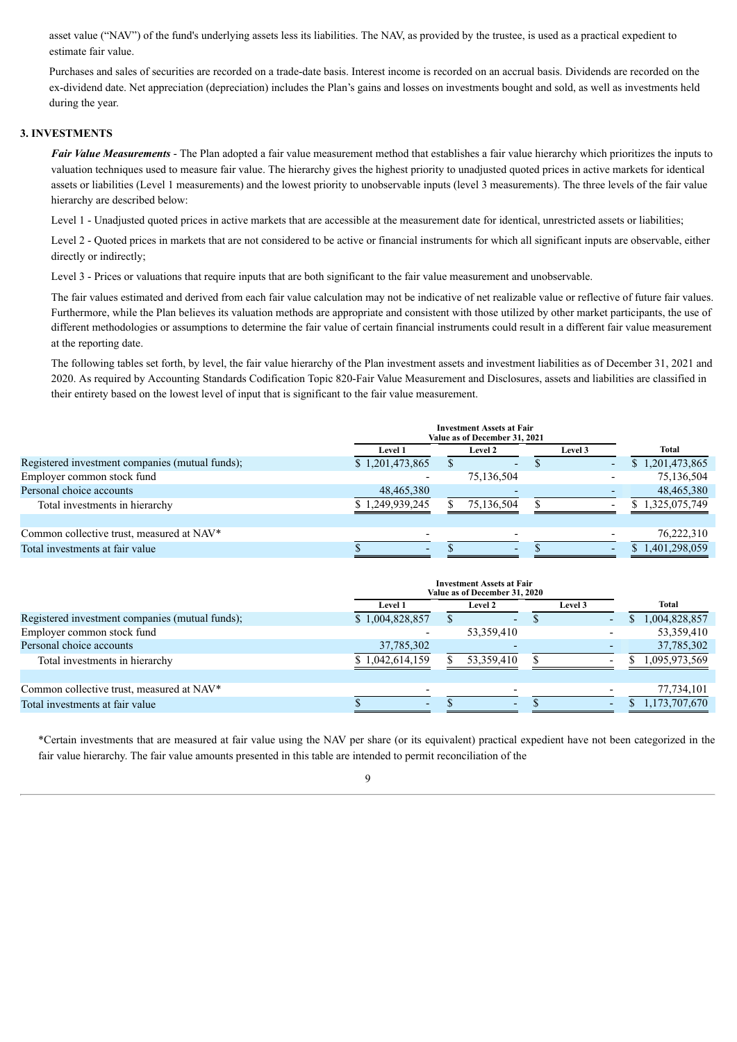asset value ("NAV") of the fund's underlying assets less its liabilities. The NAV, as provided by the trustee, is used as a practical expedient to estimate fair value.

Purchases and sales of securities are recorded on a trade-date basis. Interest income is recorded on an accrual basis. Dividends are recorded on the ex-dividend date. Net appreciation (depreciation) includes the Plan's gains and losses on investments bought and sold, as well as investments held during the year.

## 3. INVESTMENTS

***Fair Value Measurements*** - The Plan adopted a fair value measurement method that establishes a fair value hierarchy which prioritizes the inputs to valuation techniques used to measure fair value. The hierarchy gives the highest priority to unadjusted quoted prices in active markets for identical assets or liabilities (Level 1 measurements) and the lowest priority to unobservable inputs (level 3 measurements). The three levels of the fair value hierarchy are described below:

Level 1 - Unadjusted quoted prices in active markets that are accessible at the measurement date for identical, unrestricted assets or liabilities;

Level 2 - Quoted prices in markets that are not considered to be active or financial instruments for which all significant inputs are observable, either directly or indirectly;

Level 3 - Prices or valuations that require inputs that are both significant to the fair value measurement and unobservable.

The fair values estimated and derived from each fair value calculation may not be indicative of net realizable value or reflective of future fair values. Furthermore, while the Plan believes its valuation methods are appropriate and consistent with those utilized by other market participants, the use of different methodologies or assumptions to determine the fair value of certain financial instruments could result in a different fair value measurement at the reporting date.

The following tables set forth, by level, the fair value hierarchy of the Plan investment assets and investment liabilities as of December 31, 2021 and 2020. As required by Accounting Standards Codification Topic 820-Fair Value Measurement and Disclosures, assets and liabilities are classified in their entirety based on the lowest level of input that is significant to the fair value measurement.

| | Investment Assets at Fair Value as of December 31, 2021 | | | |
|---|---|---|---|---|
| | Level 1 | Level 2 | Level 3 | Total |
| Registered investment companies (mutual funds); | $ 1,201,473,865 | $ - | $ - | $ 1,201,473,865 |
| Employer common stock fund | - | 75,136,504 | - | 75,136,504 |
| Personal choice accounts | 48,465,380 | - | - | 48,465,380 |
| Total investments in hierarchy | $ 1,249,939,245 | $ 75,136,504 | $ - | $ 1,325,075,749 |
| | | | | |
| Common collective trust, measured at NAV* | - | - | - | 76,222,310 |
| Total investments at fair value | $ - | $ - | $ - | $ 1,401,298,059 |

| | Investment Assets at Fair Value as of December 31, 2020 | | | |
|---|---|---|---|---|
| | Level 1 | Level 2 | Level 3 | Total |
| Registered investment companies (mutual funds); | $ 1,004,828,857 | $ - | $ - | $ 1,004,828,857 |
| Employer common stock fund | - | 53,359,410 | - | 53,359,410 |
| Personal choice accounts | 37,785,302 | - | - | 37,785,302 |
| Total investments in hierarchy | $ 1,042,614,159 | $ 53,359,410 | $ - | $ 1,095,973,569 |
| | | | | |
| Common collective trust, measured at NAV* | - | - | - | 77,734,101 |
| Total investments at fair value | $ - | $ - | $ - | $ 1,173,707,670 |

*Certain investments that are measured at fair value using the NAV per share (or its equivalent) practical expedient have not been categorized in the fair value hierarchy. The fair value amounts presented in this table are intended to permit reconciliation of the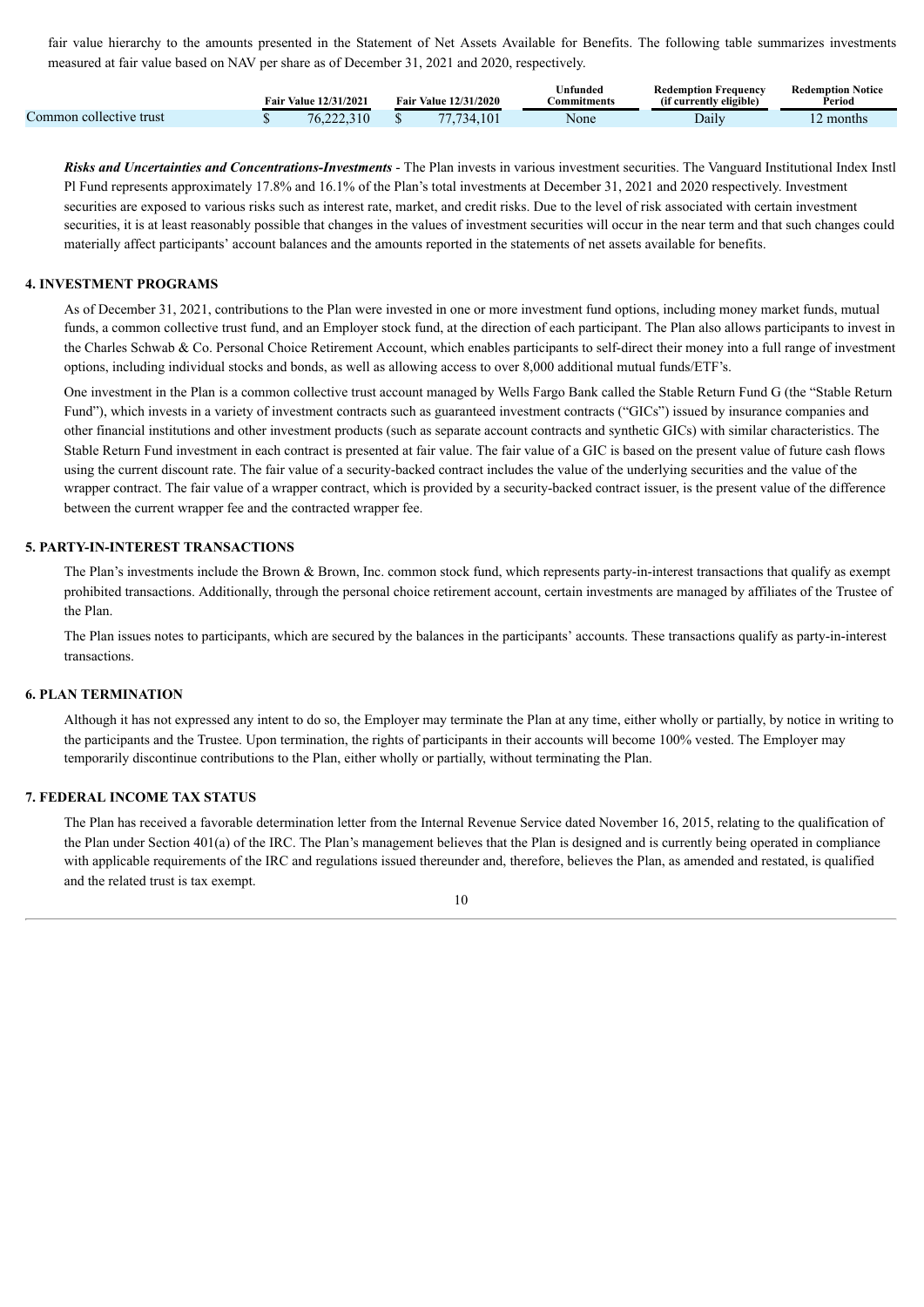fair value hierarchy to the amounts presented in the Statement of Net Assets Available for Benefits. The following table summarizes investments measured at fair value based on NAV per share as of December 31, 2021 and 2020, respectively.

| | Fair Value 12/31/2021 | Fair Value 12/31/2020 | Unfunded Commitments | Redemption Frequency (if currently eligible) | Redemption Notice Period |
|---|---|---|---|---|---|
| Common collective trust | $ 76,222,310 | $ 77,734,101 | None | Daily | 12 months |

***Risks and Uncertainties and Concentrations-Investments*** - The Plan invests in various investment securities. The Vanguard Institutional Index Instl Pl Fund represents approximately 17.8% and 16.1% of the Plan's total investments at December 31, 2021 and 2020 respectively. Investment securities are exposed to various risks such as interest rate, market, and credit risks. Due to the level of risk associated with certain investment securities, it is at least reasonably possible that changes in the values of investment securities will occur in the near term and that such changes could materially affect participants' account balances and the amounts reported in the statements of net assets available for benefits.

**4. INVESTMENT PROGRAMS**

As of December 31, 2021, contributions to the Plan were invested in one or more investment fund options, including money market funds, mutual funds, a common collective trust fund, and an Employer stock fund, at the direction of each participant. The Plan also allows participants to invest in the Charles Schwab & Co. Personal Choice Retirement Account, which enables participants to self-direct their money into a full range of investment options, including individual stocks and bonds, as well as allowing access to over 8,000 additional mutual funds/ETF's.

One investment in the Plan is a common collective trust account managed by Wells Fargo Bank called the Stable Return Fund G (the "Stable Return Fund"), which invests in a variety of investment contracts such as guaranteed investment contracts ("GICs") issued by insurance companies and other financial institutions and other investment products (such as separate account contracts and synthetic GICs) with similar characteristics. The Stable Return Fund investment in each contract is presented at fair value. The fair value of a GIC is based on the present value of future cash flows using the current discount rate. The fair value of a security-backed contract includes the value of the underlying securities and the value of the wrapper contract. The fair value of a wrapper contract, which is provided by a security-backed contract issuer, is the present value of the difference between the current wrapper fee and the contracted wrapper fee.

**5. PARTY-IN-INTEREST TRANSACTIONS**

The Plan's investments include the Brown & Brown, Inc. common stock fund, which represents party-in-interest transactions that qualify as exempt prohibited transactions. Additionally, through the personal choice retirement account, certain investments are managed by affiliates of the Trustee of the Plan.

The Plan issues notes to participants, which are secured by the balances in the participants' accounts. These transactions qualify as party-in-interest transactions.

**6. PLAN TERMINATION**

Although it has not expressed any intent to do so, the Employer may terminate the Plan at any time, either wholly or partially, by notice in writing to the participants and the Trustee. Upon termination, the rights of participants in their accounts will become 100% vested. The Employer may temporarily discontinue contributions to the Plan, either wholly or partially, without terminating the Plan.

**7. FEDERAL INCOME TAX STATUS**

The Plan has received a favorable determination letter from the Internal Revenue Service dated November 16, 2015, relating to the qualification of the Plan under Section 401(a) of the IRC. The Plan's management believes that the Plan is designed and is currently being operated in compliance with applicable requirements of the IRC and regulations issued thereunder and, therefore, believes the Plan, as amended and restated, is qualified and the related trust is tax exempt.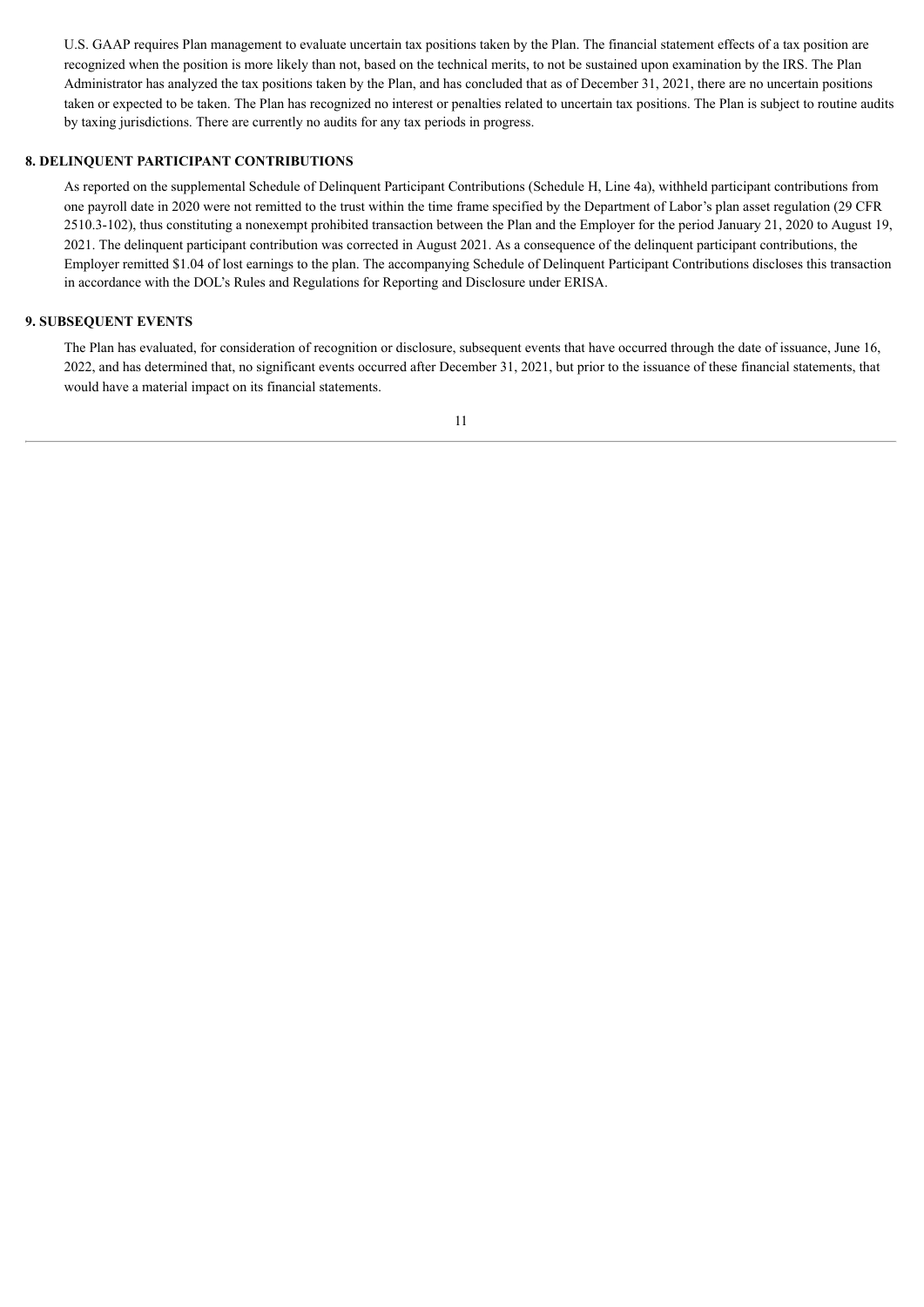U.S. GAAP requires Plan management to evaluate uncertain tax positions taken by the Plan. The financial statement effects of a tax position are recognized when the position is more likely than not, based on the technical merits, to not be sustained upon examination by the IRS. The Plan Administrator has analyzed the tax positions taken by the Plan, and has concluded that as of December 31, 2021, there are no uncertain positions taken or expected to be taken. The Plan has recognized no interest or penalties related to uncertain tax positions. The Plan is subject to routine audits by taxing jurisdictions. There are currently no audits for any tax periods in progress.

**8. DELINQUENT PARTICIPANT CONTRIBUTIONS**

As reported on the supplemental Schedule of Delinquent Participant Contributions (Schedule H, Line 4a), withheld participant contributions from one payroll date in 2020 were not remitted to the trust within the time frame specified by the Department of Labor's plan asset regulation (29 CFR 2510.3-102), thus constituting a nonexempt prohibited transaction between the Plan and the Employer for the period January 21, 2020 to August 19, 2021. The delinquent participant contribution was corrected in August 2021. As a consequence of the delinquent participant contributions, the Employer remitted $1.04 of lost earnings to the plan. The accompanying Schedule of Delinquent Participant Contributions discloses this transaction in accordance with the DOL's Rules and Regulations for Reporting and Disclosure under ERISA.

**9. SUBSEQUENT EVENTS**

The Plan has evaluated, for consideration of recognition or disclosure, subsequent events that have occurred through the date of issuance, June 16, 2022, and has determined that, no significant events occurred after December 31, 2021, but prior to the issuance of these financial statements, that would have a material impact on its financial statements.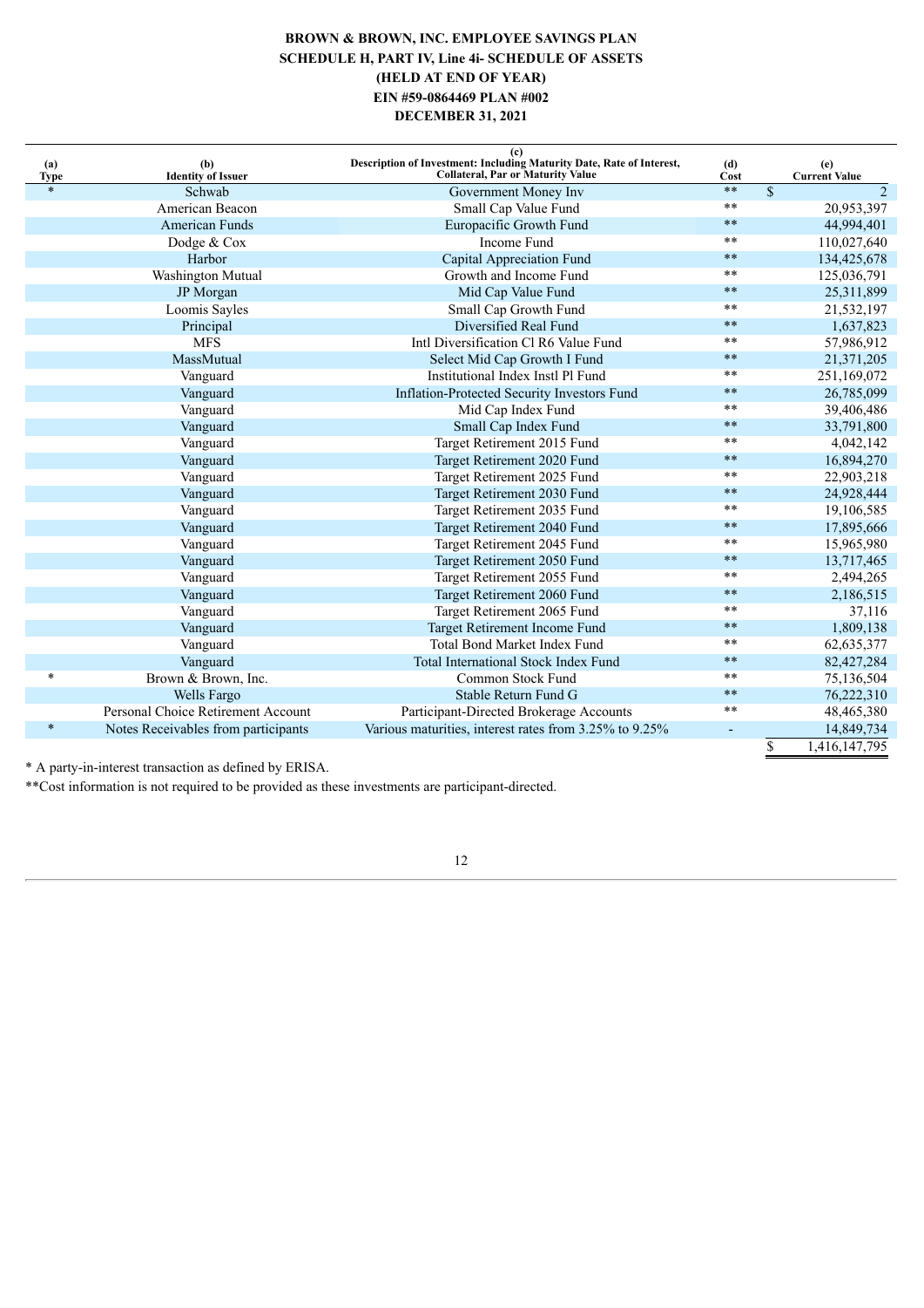**BROWN & BROWN, INC. EMPLOYEE SAVINGS PLAN**
**SCHEDULE H, PART IV, Line 4i- SCHEDULE OF ASSETS**
**(HELD AT END OF YEAR)**
**EIN #59-0864469 PLAN #002**
**DECEMBER 31, 2021**

| (a) Type | (b) Identity of Issuer | (c) Description of Investment: Including Maturity Date, Rate of Interest, Collateral, Par or Maturity Value | (d) Cost | (e) Current Value |
|---|---|---|---|---|
| * | Schwab | Government Money Inv | ** | $ 2 |
| | American Beacon | Small Cap Value Fund | ** | 20,953,397 |
| | American Funds | Europacific Growth Fund | ** | 44,994,401 |
| | Dodge & Cox | Income Fund | ** | 110,027,640 |
| | Harbor | Capital Appreciation Fund | ** | 134,425,678 |
| | Washington Mutual | Growth and Income Fund | ** | 125,036,791 |
| | JP Morgan | Mid Cap Value Fund | ** | 25,311,899 |
| | Loomis Sayles | Small Cap Growth Fund | ** | 21,532,197 |
| | Principal | Diversified Real Fund | ** | 1,637,823 |
| | MFS | Intl Diversification Cl R6 Value Fund | ** | 57,986,912 |
| | MassMutual | Select Mid Cap Growth I Fund | ** | 21,371,205 |
| | Vanguard | Institutional Index Instl Pl Fund | ** | 251,169,072 |
| | Vanguard | Inflation-Protected Security Investors Fund | ** | 26,785,099 |
| | Vanguard | Mid Cap Index Fund | ** | 39,406,486 |
| | Vanguard | Small Cap Index Fund | ** | 33,791,800 |
| | Vanguard | Target Retirement 2015 Fund | ** | 4,042,142 |
| | Vanguard | Target Retirement 2020 Fund | ** | 16,894,270 |
| | Vanguard | Target Retirement 2025 Fund | ** | 22,903,218 |
| | Vanguard | Target Retirement 2030 Fund | ** | 24,928,444 |
| | Vanguard | Target Retirement 2035 Fund | ** | 19,106,585 |
| | Vanguard | Target Retirement 2040 Fund | ** | 17,895,666 |
| | Vanguard | Target Retirement 2045 Fund | ** | 15,965,980 |
| | Vanguard | Target Retirement 2050 Fund | ** | 13,717,465 |
| | Vanguard | Target Retirement 2055 Fund | ** | 2,494,265 |
| | Vanguard | Target Retirement 2060 Fund | ** | 2,186,515 |
| | Vanguard | Target Retirement 2065 Fund | ** | 37,116 |
| | Vanguard | Target Retirement Income Fund | ** | 1,809,138 |
| | Vanguard | Total Bond Market Index Fund | ** | 62,635,377 |
| | Vanguard | Total International Stock Index Fund | ** | 82,427,284 |
| * | Brown & Brown, Inc. | Common Stock Fund | ** | 75,136,504 |
| | Wells Fargo | Stable Return Fund G | ** | 76,222,310 |
| | Personal Choice Retirement Account | Participant-Directed Brokerage Accounts | ** | 48,465,380 |
| * | Notes Receivables from participants | Various maturities, interest rates from 3.25% to 9.25% | - | 14,849,734 |
| | | | | $ 1,416,147,795 |

* A party-in-interest transaction as defined by ERISA.

**Cost information is not required to be provided as these investments are participant-directed.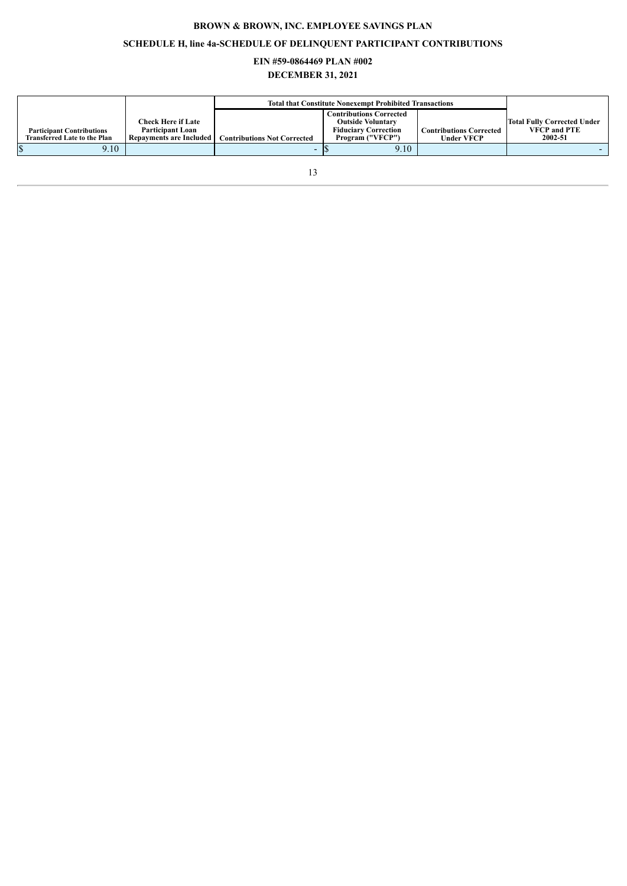**BROWN & BROWN, INC. EMPLOYEE SAVINGS PLAN**

**SCHEDULE H, line 4a-SCHEDULE OF DELINQUENT PARTICIPANT CONTRIBUTIONS**

**EIN #59-0864469 PLAN #002**

**DECEMBER 31, 2021**

| | | Total that Constitute Nonexempt Prohibited Transactions | | | |
|---|---|---|---|---|---|
| Participant Contributions Transferred Late to the Plan | Check Here if Late Participant Loan Repayments are Included | Contributions Not Corrected | Contributions Corrected Outside Voluntary Fiduciary Correction Program ("VFCP") | Contributions Corrected Under VFCP | Total Fully Corrected Under VFCP and PTE 2002-51 |
| $ 9.10 | | - | $ 9.10 | | - |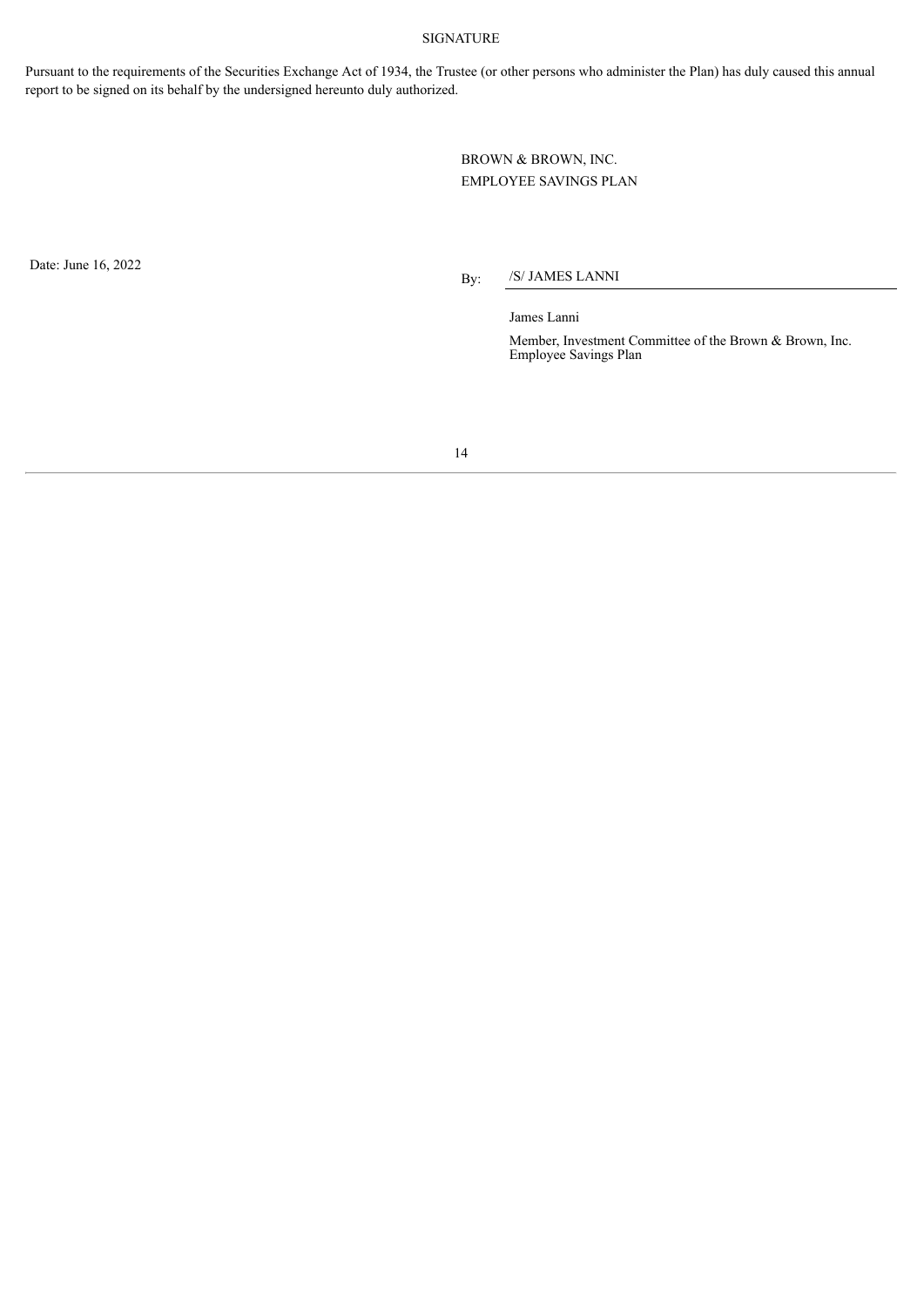# SIGNATURE

Pursuant to the requirements of the Securities Exchange Act of 1934, the Trustee (or other persons who administer the Plan) has duly caused this annual report to be signed on its behalf by the undersigned hereunto duly authorized.

BROWN & BROWN, INC.
EMPLOYEE SAVINGS PLAN

Date: June 16, 2022

By: /S/ JAMES LANNI

James Lanni

Member, Investment Committee of the Brown & Brown, Inc. Employee Savings Plan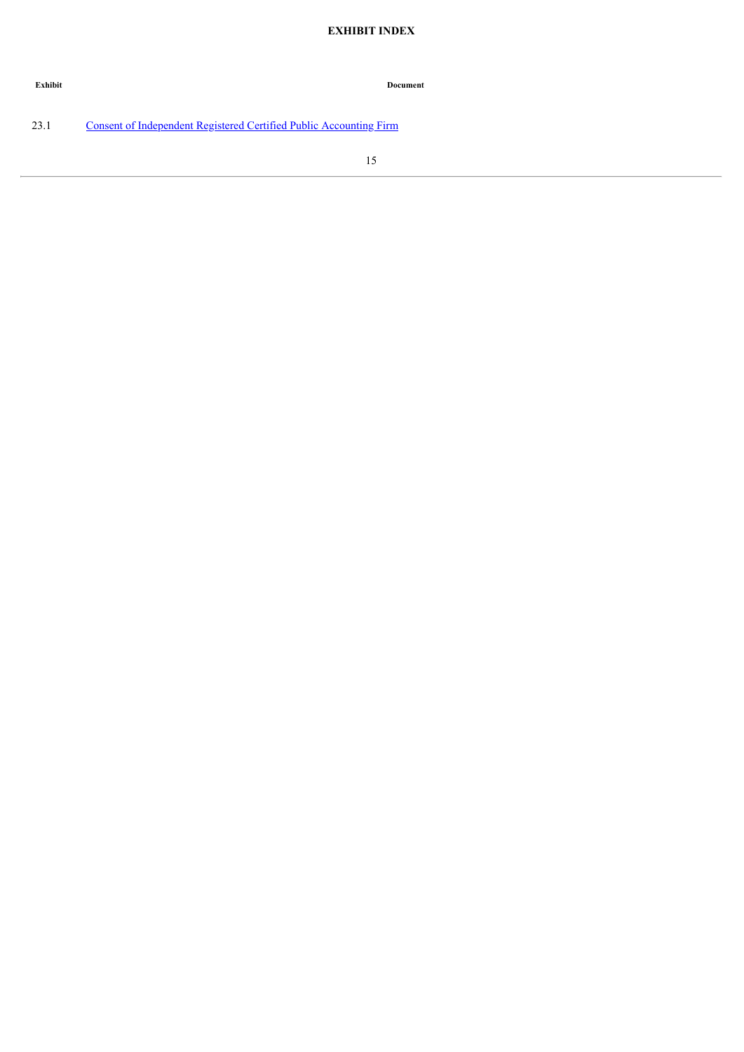# EXHIBIT INDEX

| Exhibit | Document |
| --- | --- |
| 23.1 | Consent of Independent Registered Certified Public Accounting Firm |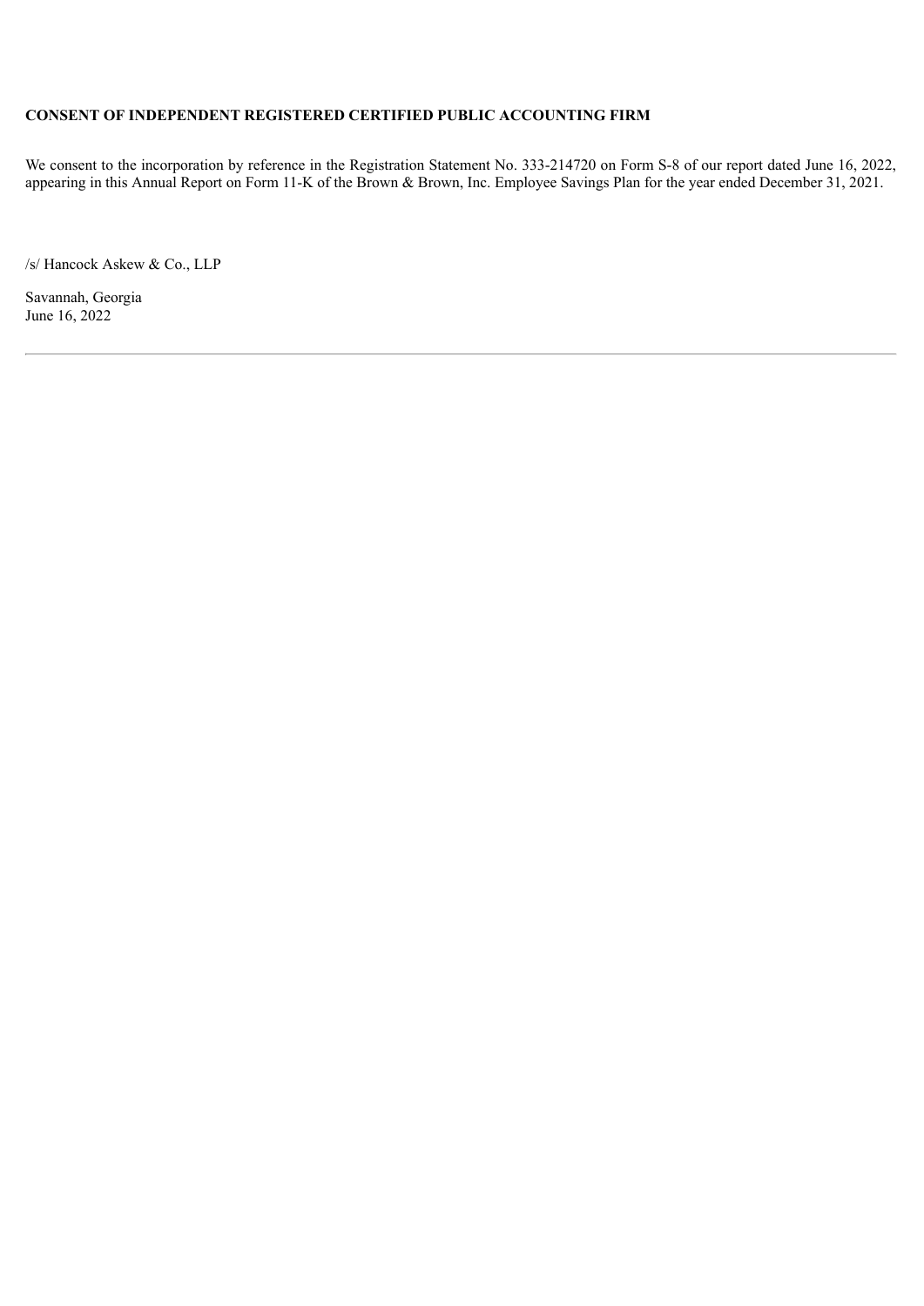**CONSENT OF INDEPENDENT REGISTERED CERTIFIED PUBLIC ACCOUNTING FIRM**

We consent to the incorporation by reference in the Registration Statement No. 333-214720 on Form S-8 of our report dated June 16, 2022, appearing in this Annual Report on Form 11-K of the Brown & Brown, Inc. Employee Savings Plan for the year ended December 31, 2021.

/s/ Hancock Askew & Co., LLP

Savannah, Georgia
June 16, 2022